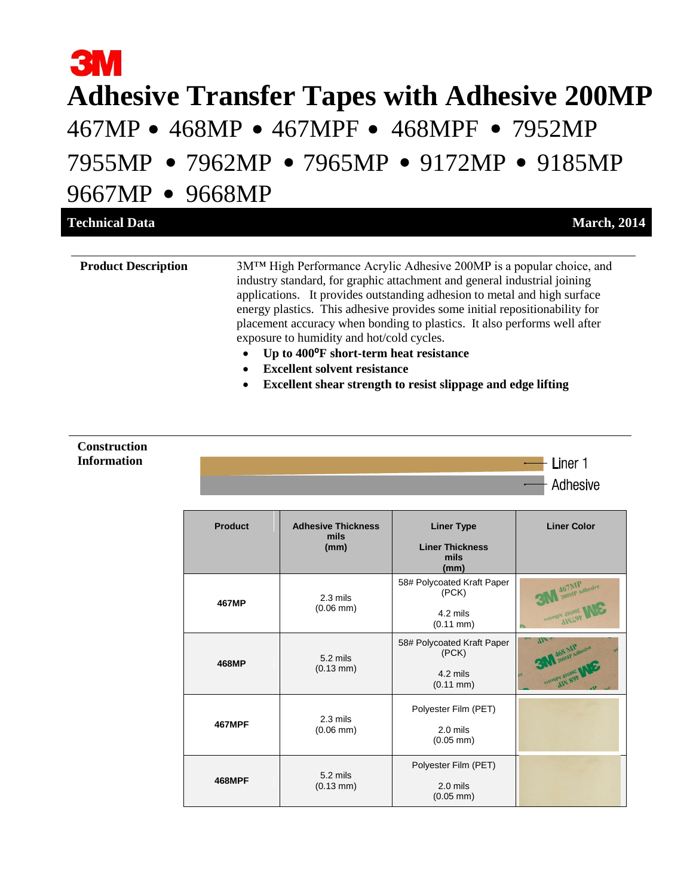# Adhesive Transfer Tapes with Adhesive 200MP

## 467MP • 468MP • 467MPF • 468MPF • 7952MP 7955MP • 7962MP • 7965MP • 9172MP • 9185MP 9667MP • 9668MP

**Technical Data** — **March, 2014**

---

**Product Description**

3M™ High Performance Acrylic Adhesive 200MP is a popular choice, and industry standard, for graphic attachment and general industrial joining applications. It provides outstanding adhesion to metal and high surface energy plastics. This adhesive provides some initial repositionability for placement accuracy when bonding to plastics. It also performs well after exposure to humidity and hot/cold cycles.

- **Up to 400°F short-term heat resistance**
- **Excellent solvent resistance**
- **Excellent shear strength to resist slippage and edge lifting**

---

**Construction Information**

Liner 1

Adhesive

| Product | Adhesive Thickness mils (mm) | Liner Type / Liner Thickness mils (mm) | Liner Color |
|---|---|---|---|
| **467MP** | 2.3 mils (0.06 mm) | 58# Polycoated Kraft Paper (PCK) 4.2 mils (0.11 mm) | |
| **468MP** | 5.2 mils (0.13 mm) | 58# Polycoated Kraft Paper (PCK) 4.2 mils (0.11 mm) | |
| **467MPF** | 2.3 mils (0.06 mm) | Polyester Film (PET) 2.0 mils (0.05 mm) | |
| **468MPF** | 5.2 mils (0.13 mm) | Polyester Film (PET) 2.0 mils (0.05 mm) | |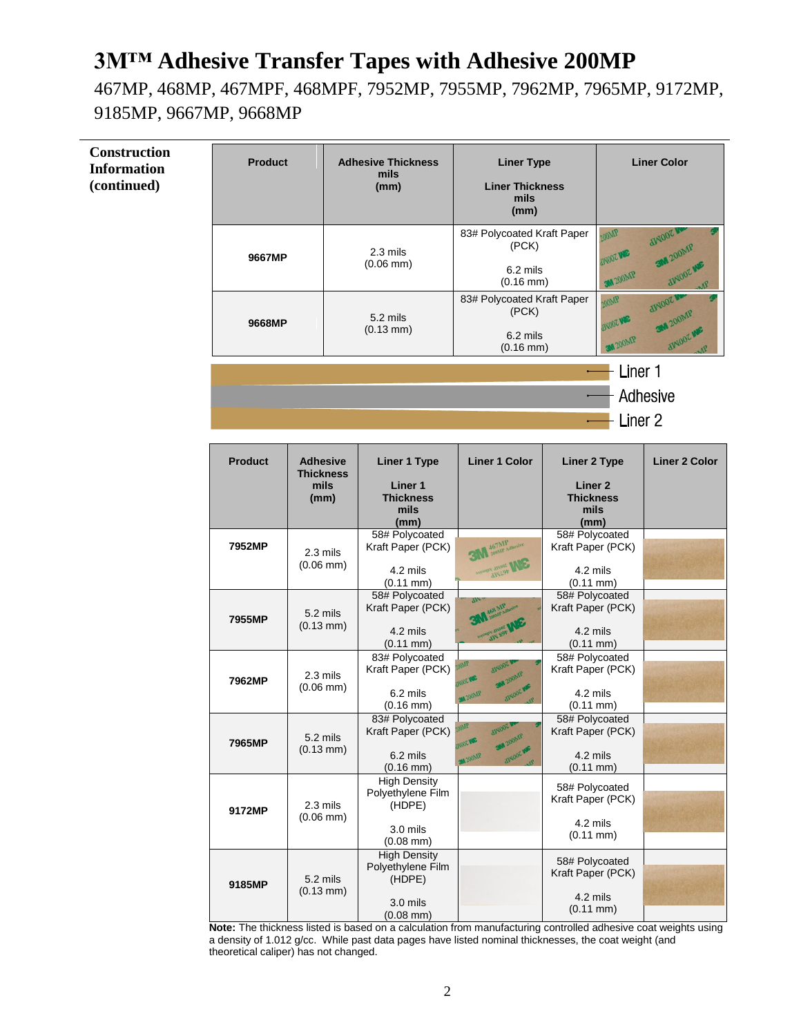# 3M™ Adhesive Transfer Tapes with Adhesive 200MP

467MP, 468MP, 467MPF, 468MPF, 7952MP, 7955MP, 7962MP, 7965MP, 9172MP, 9185MP, 9667MP, 9668MP

## Construction Information (continued)

| Product | Adhesive Thickness mils (mm) | Liner Type / Liner Thickness mils (mm) | Liner Color |
|---|---|---|---|
| 9667MP | 2.3 mils (0.06 mm) | 83# Polycoated Kraft Paper (PCK) 6.2 mils (0.16 mm) | |
| 9668MP | 5.2 mils (0.13 mm) | 83# Polycoated Kraft Paper (PCK) 6.2 mils (0.16 mm) | |

Liner 1
Adhesive
Liner 2

| Product | Adhesive Thickness mils (mm) | Liner 1 Type / Liner 1 Thickness mils (mm) | Liner 1 Color | Liner 2 Type / Liner 2 Thickness mils (mm) | Liner 2 Color |
|---|---|---|---|---|---|
| 7952MP | 2.3 mils (0.06 mm) | 58# Polycoated Kraft Paper (PCK) 4.2 mils (0.11 mm) | | 58# Polycoated Kraft Paper (PCK) 4.2 mils (0.11 mm) | |
| 7955MP | 5.2 mils (0.13 mm) | 58# Polycoated Kraft Paper (PCK) 4.2 mils (0.11 mm) | | 58# Polycoated Kraft Paper (PCK) 4.2 mils (0.11 mm) | |
| 7962MP | 2.3 mils (0.06 mm) | 83# Polycoated Kraft Paper (PCK) 6.2 mils (0.16 mm) | | 58# Polycoated Kraft Paper (PCK) 4.2 mils (0.11 mm) | |
| 7965MP | 5.2 mils (0.13 mm) | 83# Polycoated Kraft Paper (PCK) 6.2 mils (0.16 mm) | | 58# Polycoated Kraft Paper (PCK) 4.2 mils (0.11 mm) | |
| 9172MP | 2.3 mils (0.06 mm) | High Density Polyethylene Film (HDPE) 3.0 mils (0.08 mm) | | 58# Polycoated Kraft Paper (PCK) 4.2 mils (0.11 mm) | |
| 9185MP | 5.2 mils (0.13 mm) | High Density Polyethylene Film (HDPE) 3.0 mils (0.08 mm) | | 58# Polycoated Kraft Paper (PCK) 4.2 mils (0.11 mm) | |

**Note:** The thickness listed is based on a calculation from manufacturing controlled adhesive coat weights using a density of 1.012 g/cc. While past data pages have listed nominal thicknesses, the coat weight (and theoretical caliper) has not changed.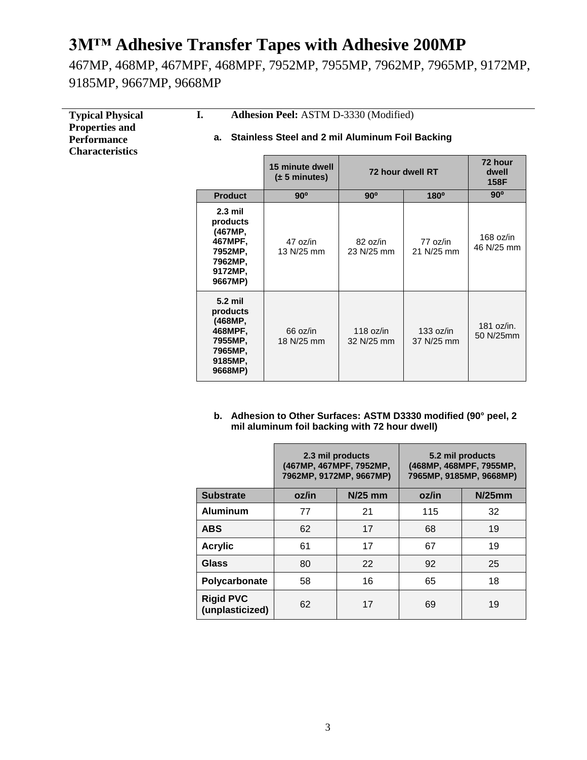# 3M™ Adhesive Transfer Tapes with Adhesive 200MP

467MP, 468MP, 467MPF, 468MPF, 7952MP, 7955MP, 7962MP, 7965MP, 9172MP, 9185MP, 9667MP, 9668MP

**Typical Physical Properties and Performance Characteristics**

**I. Adhesion Peel:** ASTM D-3330 (Modified)

**a. Stainless Steel and 2 mil Aluminum Foil Backing**

| | 15 minute dwell (± 5 minutes) | 72 hour dwell RT | | 72 hour dwell 158F |
|---|---|---|---|---|
| **Product** | **90º** | **90º** | **180º** | **90º** |
| **2.3 mil products (467MP, 467MPF, 7952MP, 7962MP, 9172MP, 9667MP)** | 47 oz/in 13 N/25 mm | 82 oz/in 23 N/25 mm | 77 oz/in 21 N/25 mm | 168 oz/in 46 N/25 mm |
| **5.2 mil products (468MP, 468MPF, 7955MP, 7965MP, 9185MP, 9668MP)** | 66 oz/in 18 N/25 mm | 118 oz/in 32 N/25 mm | 133 oz/in 37 N/25 mm | 181 oz/in. 50 N/25mm |

**b. Adhesion to Other Surfaces: ASTM D3330 modified (90° peel, 2 mil aluminum foil backing with 72 hour dwell)**

| | 2.3 mil products (467MP, 467MPF, 7952MP, 7962MP, 9172MP, 9667MP) | | 5.2 mil products (468MP, 468MPF, 7955MP, 7965MP, 9185MP, 9668MP) | |
|---|---|---|---|---|
| **Substrate** | **oz/in** | **N/25 mm** | **oz/in** | **N/25mm** |
| **Aluminum** | 77 | 21 | 115 | 32 |
| **ABS** | 62 | 17 | 68 | 19 |
| **Acrylic** | 61 | 17 | 67 | 19 |
| **Glass** | 80 | 22 | 92 | 25 |
| **Polycarbonate** | 58 | 16 | 65 | 18 |
| **Rigid PVC (unplasticized)** | 62 | 17 | 69 | 19 |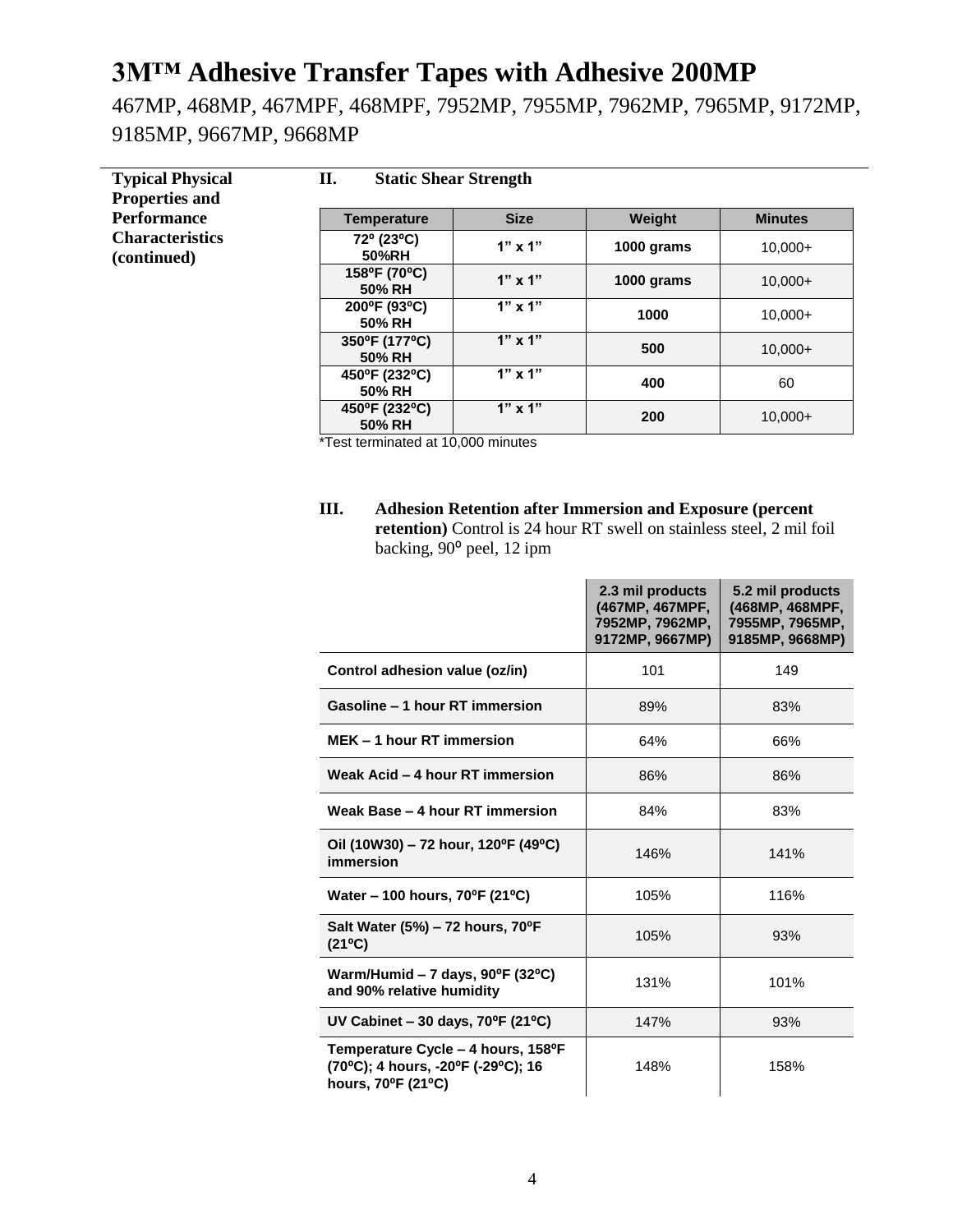# 3M™ Adhesive Transfer Tapes with Adhesive 200MP

467MP, 468MP, 467MPF, 468MPF, 7952MP, 7955MP, 7962MP, 7965MP, 9172MP, 9185MP, 9667MP, 9668MP

**Typical Physical Properties and Performance Characteristics (continued)**

### II. Static Shear Strength

| Temperature | Size | Weight | Minutes |
|---|---|---|---|
| 72º (23ºC) 50%RH | 1" x 1" | 1000 grams | 10,000+ |
| 158ºF (70ºC) 50% RH | 1" x 1" | 1000 grams | 10,000+ |
| 200ºF (93ºC) 50% RH | 1" x 1" | 1000 | 10,000+ |
| 350ºF (177ºC) 50% RH | 1" x 1" | 500 | 10,000+ |
| 450ºF (232ºC) 50% RH | 1" x 1" | 400 | 60 |
| 450ºF (232ºC) 50% RH | 1" x 1" | 200 | 10,000+ |

*Test terminated at 10,000 minutes

### III. Adhesion Retention after Immersion and Exposure (percent retention)

Control is 24 hour RT swell on stainless steel, 2 mil foil backing, 90º peel, 12 ipm

| | 2.3 mil products (467MP, 467MPF, 7952MP, 7962MP, 9172MP, 9667MP) | 5.2 mil products (468MP, 468MPF, 7955MP, 7965MP, 9185MP, 9668MP) |
|---|---|---|
| **Control adhesion value (oz/in)** | 101 | 149 |
| **Gasoline – 1 hour RT immersion** | 89% | 83% |
| **MEK – 1 hour RT immersion** | 64% | 66% |
| **Weak Acid – 4 hour RT immersion** | 86% | 86% |
| **Weak Base – 4 hour RT immersion** | 84% | 83% |
| **Oil (10W30) – 72 hour, 120ºF (49ºC) immersion** | 146% | 141% |
| **Water – 100 hours, 70ºF (21ºC)** | 105% | 116% |
| **Salt Water (5%) – 72 hours, 70ºF (21ºC)** | 105% | 93% |
| **Warm/Humid – 7 days, 90ºF (32ºC) and 90% relative humidity** | 131% | 101% |
| **UV Cabinet – 30 days, 70ºF (21ºC)** | 147% | 93% |
| **Temperature Cycle – 4 hours, 158ºF (70ºC); 4 hours, -20ºF (-29ºC); 16 hours, 70ºF (21ºC)** | 148% | 158% |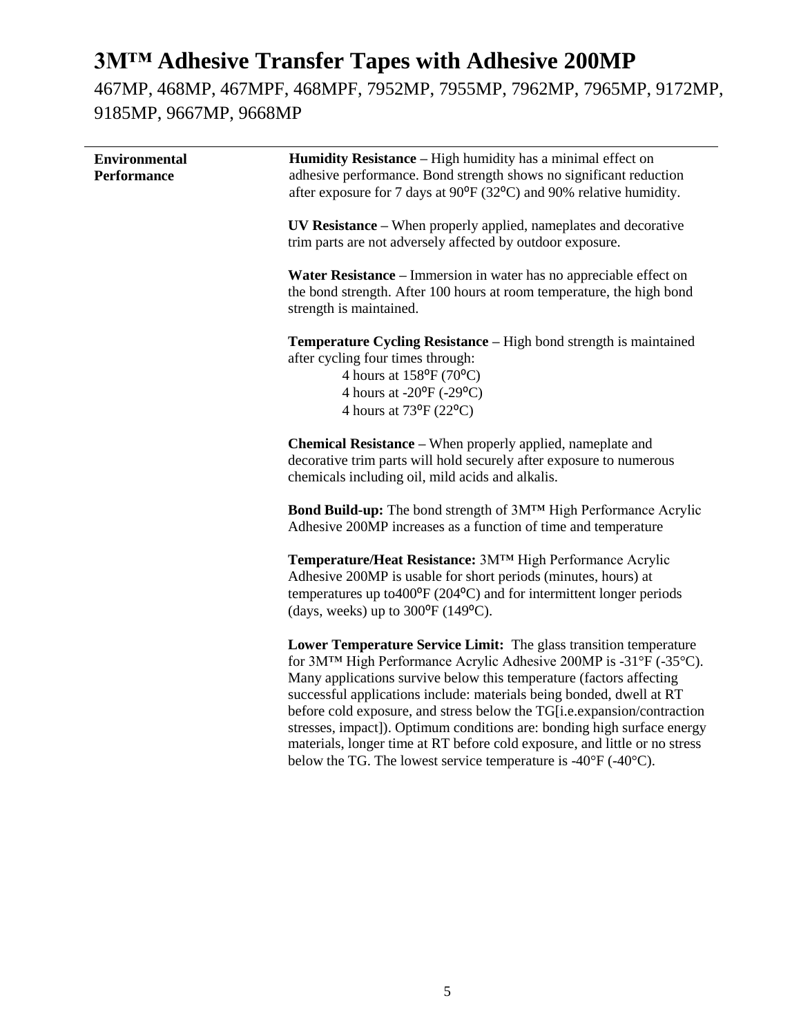# 3M™ Adhesive Transfer Tapes with Adhesive 200MP

467MP, 468MP, 467MPF, 468MPF, 7952MP, 7955MP, 7962MP, 7965MP, 9172MP, 9185MP, 9667MP, 9668MP

---

**Environmental Performance**

**Humidity Resistance** – High humidity has a minimal effect on adhesive performance. Bond strength shows no significant reduction after exposure for 7 days at 90ºF (32ºC) and 90% relative humidity.

**UV Resistance** – When properly applied, nameplates and decorative trim parts are not adversely affected by outdoor exposure.

**Water Resistance** – Immersion in water has no appreciable effect on the bond strength. After 100 hours at room temperature, the high bond strength is maintained.

**Temperature Cycling Resistance** – High bond strength is maintained after cycling four times through:

4 hours at 158ºF (70ºC)
4 hours at -20ºF (-29ºC)
4 hours at 73ºF (22ºC)

**Chemical Resistance** – When properly applied, nameplate and decorative trim parts will hold securely after exposure to numerous chemicals including oil, mild acids and alkalis.

**Bond Build-up:** The bond strength of 3M™ High Performance Acrylic Adhesive 200MP increases as a function of time and temperature

**Temperature/Heat Resistance:** 3M™ High Performance Acrylic Adhesive 200MP is usable for short periods (minutes, hours) at temperatures up to400ºF (204ºC) and for intermittent longer periods (days, weeks) up to 300ºF (149ºC).

**Lower Temperature Service Limit:** The glass transition temperature for 3M™ High Performance Acrylic Adhesive 200MP is -31°F (-35°C). Many applications survive below this temperature (factors affecting successful applications include: materials being bonded, dwell at RT before cold exposure, and stress below the TG[i.e.expansion/contraction stresses, impact]). Optimum conditions are: bonding high surface energy materials, longer time at RT before cold exposure, and little or no stress below the TG. The lowest service temperature is -40°F (-40°C).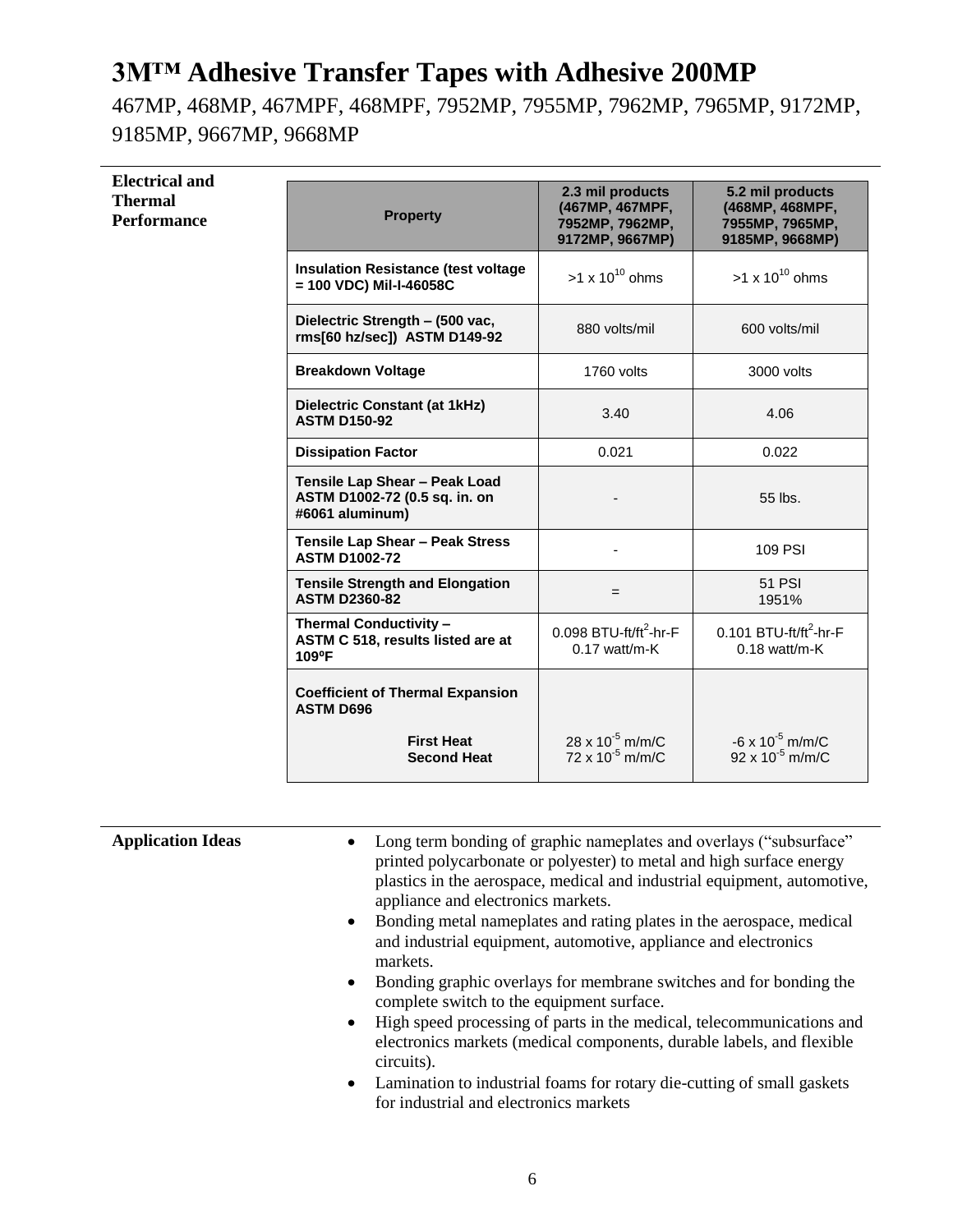# 3M™ Adhesive Transfer Tapes with Adhesive 200MP

467MP, 468MP, 467MPF, 468MPF, 7952MP, 7955MP, 7962MP, 7965MP, 9172MP, 9185MP, 9667MP, 9668MP

## Electrical and Thermal Performance

| Property | 2.3 mil products (467MP, 467MPF, 7952MP, 7962MP, 9172MP, 9667MP) | 5.2 mil products (468MP, 468MPF, 7955MP, 7965MP, 9185MP, 9668MP) |
|---|---|---|
| **Insulation Resistance (test voltage = 100 VDC) Mil-I-46058C** | >1 x $10^{10}$ ohms | >1 x $10^{10}$ ohms |
| **Dielectric Strength – (500 vac, rms[60 hz/sec]) ASTM D149-92** | 880 volts/mil | 600 volts/mil |
| **Breakdown Voltage** | 1760 volts | 3000 volts |
| **Dielectric Constant (at 1kHz) ASTM D150-92** | 3.40 | 4.06 |
| **Dissipation Factor** | 0.021 | 0.022 |
| **Tensile Lap Shear – Peak Load ASTM D1002-72 (0.5 sq. in. on #6061 aluminum)** | - | 55 lbs. |
| **Tensile Lap Shear – Peak Stress ASTM D1002-72** | - | 109 PSI |
| **Tensile Strength and Elongation ASTM D2360-82** | = | 51 PSI<br>1951% |
| **Thermal Conductivity – ASTM C 518, results listed are at 109ºF** | 0.098 BTU-ft/ft$^2$-hr-F<br>0.17 watt/m-K | 0.101 BTU-ft/ft$^2$-hr-F<br>0.18 watt/m-K |
| **Coefficient of Thermal Expansion ASTM D696**<br>**First Heat**<br>**Second Heat** | <br>28 x $10^{-5}$ m/m/C<br>72 x $10^{-5}$ m/m/C | <br>-6 x $10^{-5}$ m/m/C<br>92 x $10^{-5}$ m/m/C |

## Application Ideas

- Long term bonding of graphic nameplates and overlays ("subsurface" printed polycarbonate or polyester) to metal and high surface energy plastics in the aerospace, medical and industrial equipment, automotive, appliance and electronics markets.
- Bonding metal nameplates and rating plates in the aerospace, medical and industrial equipment, automotive, appliance and electronics markets.
- Bonding graphic overlays for membrane switches and for bonding the complete switch to the equipment surface.
- High speed processing of parts in the medical, telecommunications and electronics markets (medical components, durable labels, and flexible circuits).
- Lamination to industrial foams for rotary die-cutting of small gaskets for industrial and electronics markets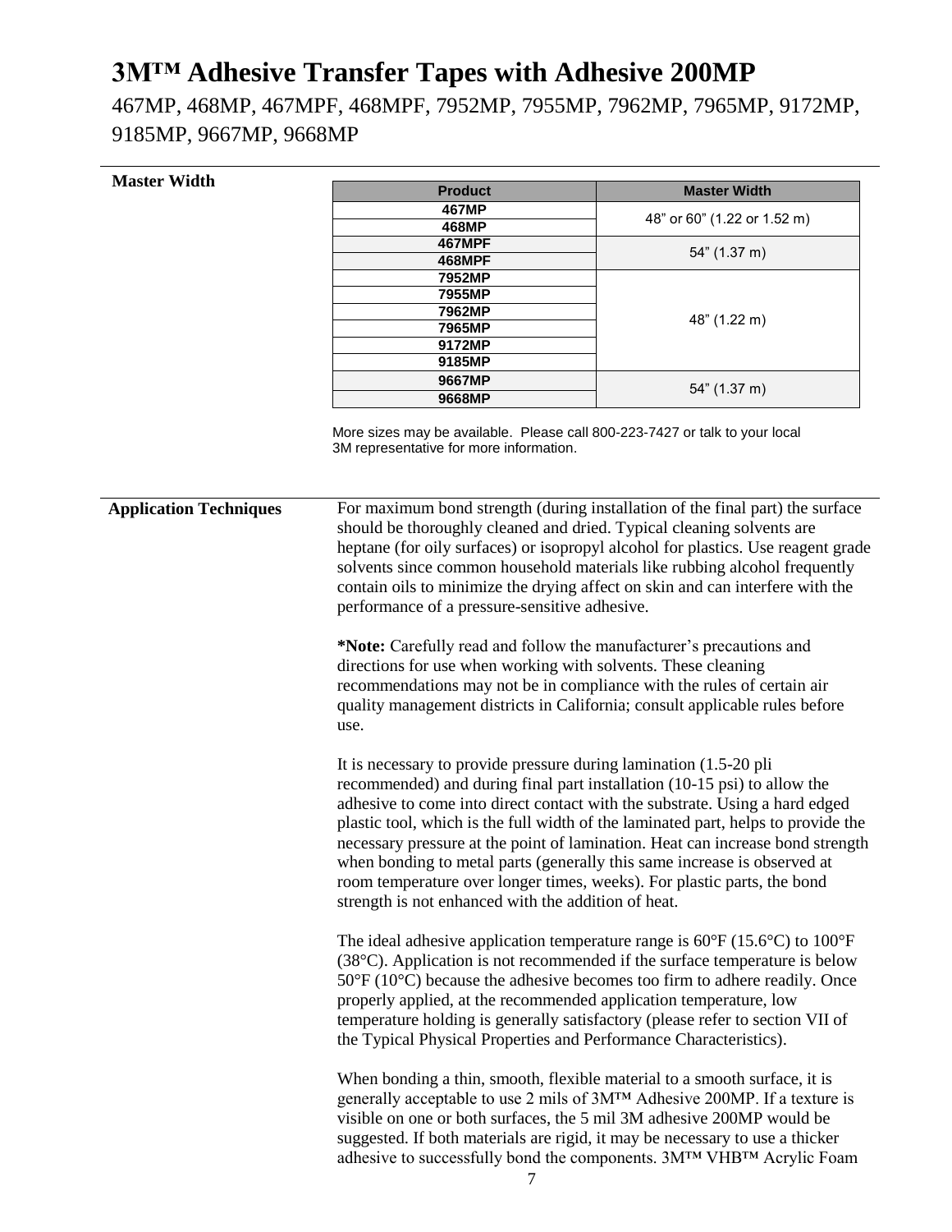# 3M™ Adhesive Transfer Tapes with Adhesive 200MP

467MP, 468MP, 467MPF, 468MPF, 7952MP, 7955MP, 7962MP, 7965MP, 9172MP, 9185MP, 9667MP, 9668MP

**Master Width**

| Product | Master Width |
|---|---|
| 467MP | 48" or 60" (1.22 or 1.52 m) |
| 468MP | |
| 467MPF | 54" (1.37 m) |
| 468MPF | |
| 7952MP | 48" (1.22 m) |
| 7955MP | |
| 7962MP | |
| 7965MP | |
| 9172MP | |
| 9185MP | |
| 9667MP | 54" (1.37 m) |
| 9668MP | |

More sizes may be available. Please call 800-223-7427 or talk to your local 3M representative for more information.

**Application Techniques**

For maximum bond strength (during installation of the final part) the surface should be thoroughly cleaned and dried. Typical cleaning solvents are heptane (for oily surfaces) or isopropyl alcohol for plastics. Use reagent grade solvents since common household materials like rubbing alcohol frequently contain oils to minimize the drying affect on skin and can interfere with the performance of a pressure-sensitive adhesive.

***Note:** Carefully read and follow the manufacturer's precautions and directions for use when working with solvents. These cleaning recommendations may not be in compliance with the rules of certain air quality management districts in California; consult applicable rules before use.

It is necessary to provide pressure during lamination (1.5-20 pli recommended) and during final part installation (10-15 psi) to allow the adhesive to come into direct contact with the substrate. Using a hard edged plastic tool, which is the full width of the laminated part, helps to provide the necessary pressure at the point of lamination. Heat can increase bond strength when bonding to metal parts (generally this same increase is observed at room temperature over longer times, weeks). For plastic parts, the bond strength is not enhanced with the addition of heat.

The ideal adhesive application temperature range is 60°F (15.6°C) to 100°F (38°C). Application is not recommended if the surface temperature is below 50°F (10°C) because the adhesive becomes too firm to adhere readily. Once properly applied, at the recommended application temperature, low temperature holding is generally satisfactory (please refer to section VII of the Typical Physical Properties and Performance Characteristics).

When bonding a thin, smooth, flexible material to a smooth surface, it is generally acceptable to use 2 mils of 3M™ Adhesive 200MP. If a texture is visible on one or both surfaces, the 5 mil 3M adhesive 200MP would be suggested. If both materials are rigid, it may be necessary to use a thicker adhesive to successfully bond the components. 3M™ VHB™ Acrylic Foam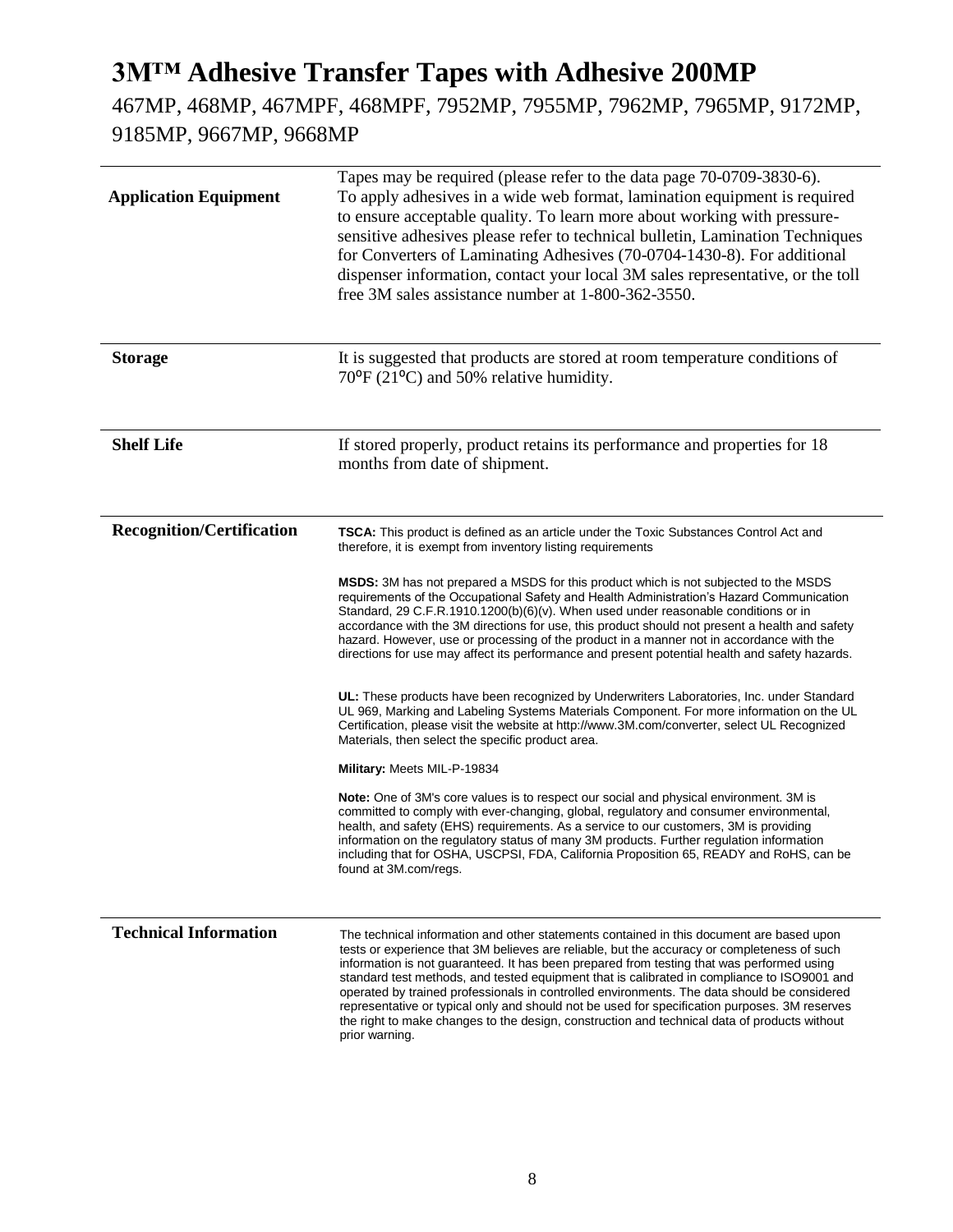# 3M™ Adhesive Transfer Tapes with Adhesive 200MP

467MP, 468MP, 467MPF, 468MPF, 7952MP, 7955MP, 7962MP, 7965MP, 9172MP, 9185MP, 9667MP, 9668MP

| | |
|---|---|
| **Application Equipment** | Tapes may be required (please refer to the data page 70-0709-3830-6). To apply adhesives in a wide web format, lamination equipment is required to ensure acceptable quality. To learn more about working with pressure-sensitive adhesives please refer to technical bulletin, Lamination Techniques for Converters of Laminating Adhesives (70-0704-1430-8). For additional dispenser information, contact your local 3M sales representative, or the toll free 3M sales assistance number at 1-800-362-3550. |
| **Storage** | It is suggested that products are stored at room temperature conditions of 70ºF (21ºC) and 50% relative humidity. |
| **Shelf Life** | If stored properly, product retains its performance and properties for 18 months from date of shipment. |
| **Recognition/Certification** | **TSCA:** This product is defined as an article under the Toxic Substances Control Act and therefore, it is exempt from inventory listing requirements<br><br>**MSDS:** 3M has not prepared a MSDS for this product which is not subjected to the MSDS requirements of the Occupational Safety and Health Administration's Hazard Communication Standard, 29 C.F.R.1910.1200(b)(6)(v). When used under reasonable conditions or in accordance with the 3M directions for use, this product should not present a health and safety hazard. However, use or processing of the product in a manner not in accordance with the directions for use may affect its performance and present potential health and safety hazards.<br><br>**UL:** These products have been recognized by Underwriters Laboratories, Inc. under Standard UL 969, Marking and Labeling Systems Materials Component. For more information on the UL Certification, please visit the website at http://www.3M.com/converter, select UL Recognized Materials, then select the specific product area.<br><br>**Military:** Meets MIL-P-19834<br><br>**Note:** One of 3M's core values is to respect our social and physical environment. 3M is committed to comply with ever-changing, global, regulatory and consumer environmental, health, and safety (EHS) requirements. As a service to our customers, 3M is providing information on the regulatory status of many 3M products. Further regulation information including that for OSHA, USCPSI, FDA, California Proposition 65, READY and RoHS, can be found at 3M.com/regs. |
| **Technical Information** | The technical information and other statements contained in this document are based upon tests or experience that 3M believes are reliable, but the accuracy or completeness of such information is not guaranteed. It has been prepared from testing that was performed using standard test methods, and tested equipment that is calibrated in compliance to ISO9001 and operated by trained professionals in controlled environments. The data should be considered representative or typical only and should not be used for specification purposes. 3M reserves the right to make changes to the design, construction and technical data of products without prior warning. |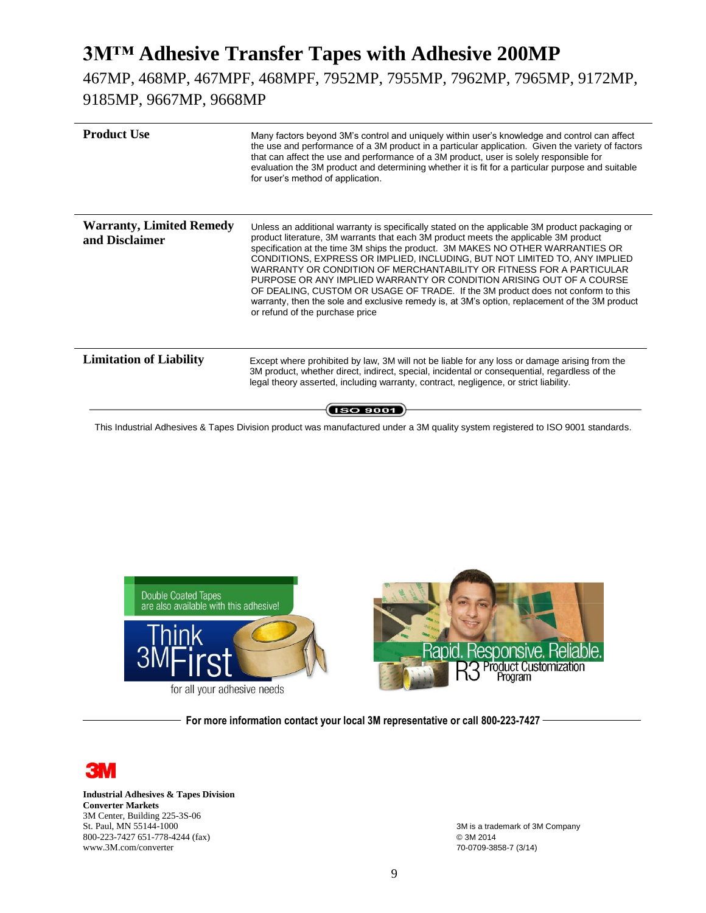# 3M™ Adhesive Transfer Tapes with Adhesive 200MP

467MP, 468MP, 467MPF, 468MPF, 7952MP, 7955MP, 7962MP, 7965MP, 9172MP, 9185MP, 9667MP, 9668MP

**Product Use**

Many factors beyond 3M's control and uniquely within user's knowledge and control can affect the use and performance of a 3M product in a particular application. Given the variety of factors that can affect the use and performance of a 3M product, user is solely responsible for evaluation the 3M product and determining whether it is fit for a particular purpose and suitable for user's method of application.

**Warranty, Limited Remedy and Disclaimer**

Unless an additional warranty is specifically stated on the applicable 3M product packaging or product literature, 3M warrants that each 3M product meets the applicable 3M product specification at the time 3M ships the product. 3M MAKES NO OTHER WARRANTIES OR CONDITIONS, EXPRESS OR IMPLIED, INCLUDING, BUT NOT LIMITED TO, ANY IMPLIED WARRANTY OR CONDITION OF MERCHANTABILITY OR FITNESS FOR A PARTICULAR PURPOSE OR ANY IMPLIED WARRANTY OR CONDITION ARISING OUT OF A COURSE OF DEALING, CUSTOM OR USAGE OF TRADE. If the 3M product does not conform to this warranty, then the sole and exclusive remedy is, at 3M's option, replacement of the 3M product or refund of the purchase price

**Limitation of Liability**

Except where prohibited by law, 3M will not be liable for any loss or damage arising from the 3M product, whether direct, indirect, special, incidental or consequential, regardless of the legal theory asserted, including warranty, contract, negligence, or strict liability.

ISO 9001

This Industrial Adhesives & Tapes Division product was manufactured under a 3M quality system registered to ISO 9001 standards.

Double Coated Tapes are also available with this adhesive!

Think 3MFirst for all your adhesive needs

Rapid. Responsive. Reliable. R3 Product Customization Program

**For more information contact your local 3M representative or call 800-223-7427**

**Industrial Adhesives & Tapes Division**
**Converter Markets**
3M Center, Building 225-3S-06
St. Paul, MN 55144-1000
800-223-7427 651-778-4244 (fax)
www.3M.com/converter

3M is a trademark of 3M Company
© 3M 2014
70-0709-3858-7 (3/14)